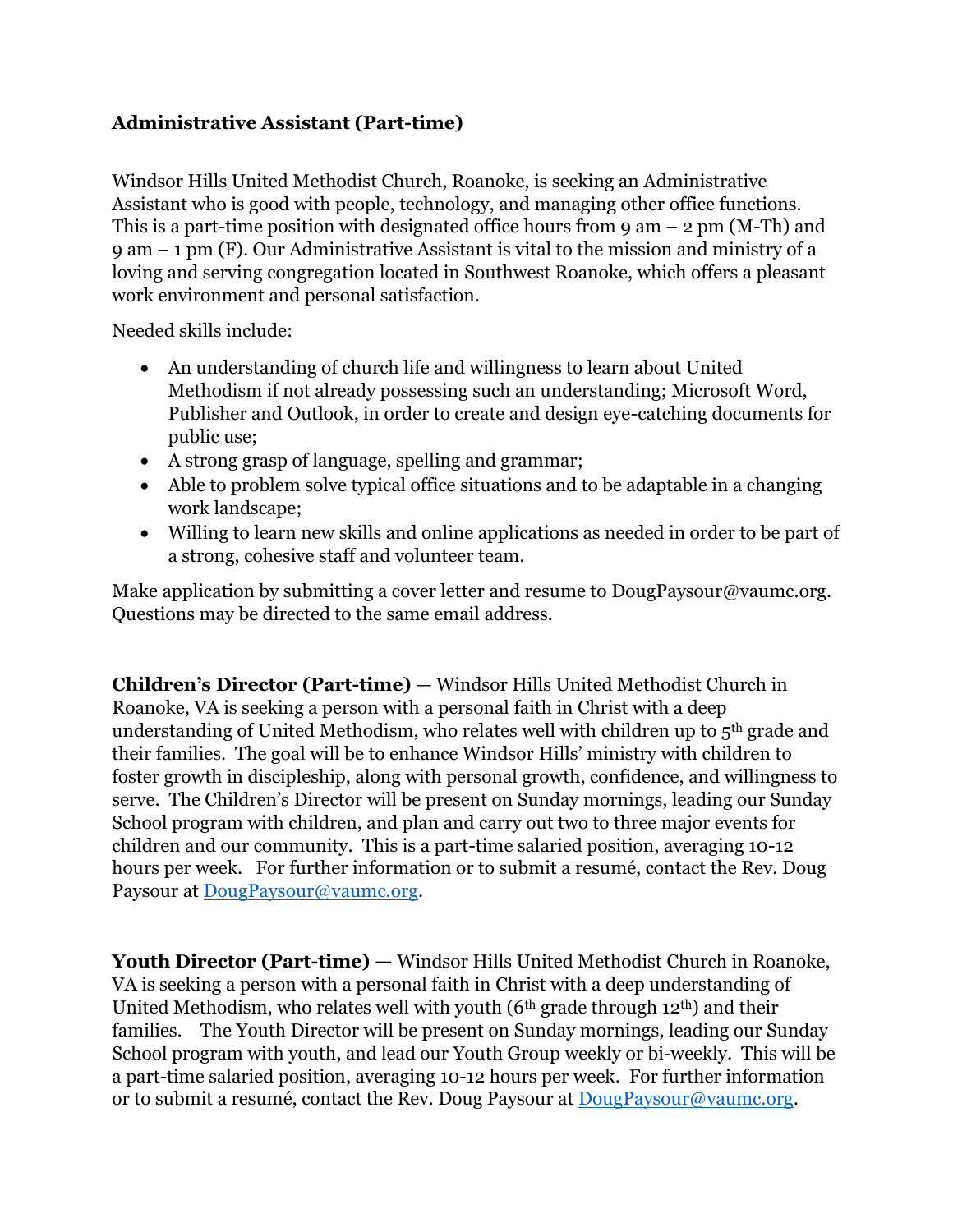**Administrative Assistant (Part-time)**

Windsor Hills United Methodist Church, Roanoke, is seeking an Administrative Assistant who is good with people, technology, and managing other office functions. This is a part-time position with designated office hours from 9 am – 2 pm (M-Th) and 9 am – 1 pm (F). Our Administrative Assistant is vital to the mission and ministry of a loving and serving congregation located in Southwest Roanoke, which offers a pleasant work environment and personal satisfaction.

Needed skills include:

- An understanding of church life and willingness to learn about United Methodism if not already possessing such an understanding; Microsoft Word, Publisher and Outlook, in order to create and design eye-catching documents for public use;
- A strong grasp of language, spelling and grammar;
- Able to problem solve typical office situations and to be adaptable in a changing work landscape;
- Willing to learn new skills and online applications as needed in order to be part of a strong, cohesive staff and volunteer team.

Make application by submitting a cover letter and resume to DougPaysour@vaumc.org. Questions may be directed to the same email address.

**Children's Director (Part-time)** — Windsor Hills United Methodist Church in Roanoke, VA is seeking a person with a personal faith in Christ with a deep understanding of United Methodism, who relates well with children up to 5th grade and their families. The goal will be to enhance Windsor Hills' ministry with children to foster growth in discipleship, along with personal growth, confidence, and willingness to serve. The Children's Director will be present on Sunday mornings, leading our Sunday School program with children, and plan and carry out two to three major events for children and our community. This is a part-time salaried position, averaging 10-12 hours per week. For further information or to submit a resumé, contact the Rev. Doug Paysour at DougPaysour@vaumc.org.

**Youth Director (Part-time) —** Windsor Hills United Methodist Church in Roanoke, VA is seeking a person with a personal faith in Christ with a deep understanding of United Methodism, who relates well with youth (6th grade through 12th) and their families. The Youth Director will be present on Sunday mornings, leading our Sunday School program with youth, and lead our Youth Group weekly or bi-weekly. This will be a part-time salaried position, averaging 10-12 hours per week. For further information or to submit a resumé, contact the Rev. Doug Paysour at DougPaysour@vaumc.org.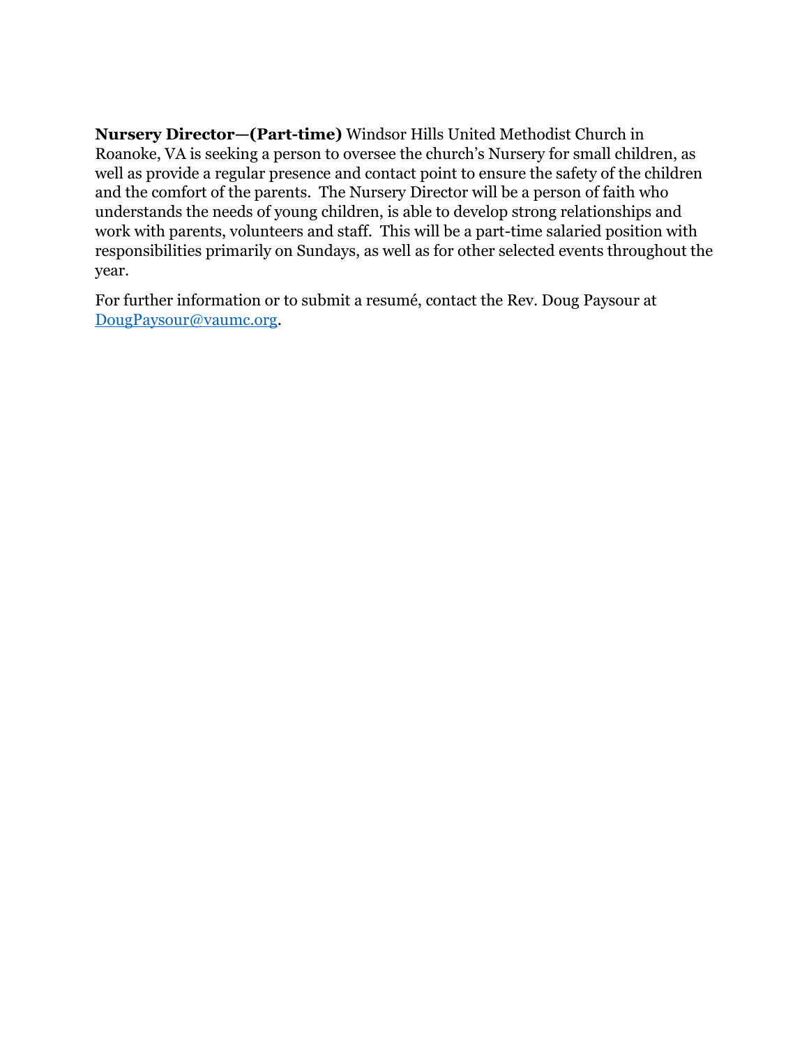**Nursery Director—(Part-time)** Windsor Hills United Methodist Church in Roanoke, VA is seeking a person to oversee the church's Nursery for small children, as well as provide a regular presence and contact point to ensure the safety of the children and the comfort of the parents. The Nursery Director will be a person of faith who understands the needs of young children, is able to develop strong relationships and work with parents, volunteers and staff. This will be a part-time salaried position with responsibilities primarily on Sundays, as well as for other selected events throughout the year.

For further information or to submit a resumé, contact the Rev. Doug Paysour at [DougPaysour@vaumc.org](mailto:DougPaysour@vaumc.org).